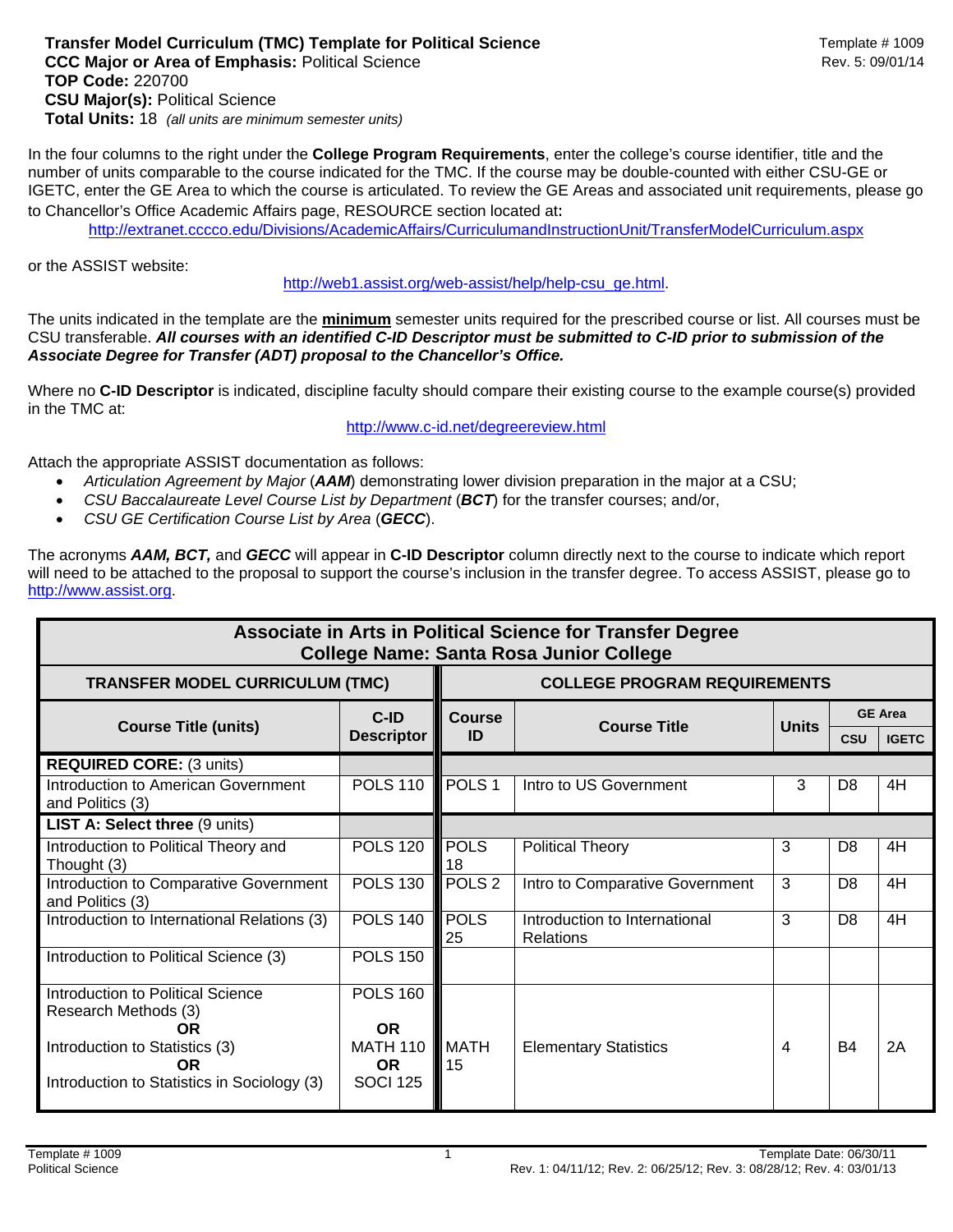**Transfer Model Curriculum (TMC) Template for Political Science**
**CCC Major or Area of Emphasis:** Political Science
**TOP Code:** 220700
**CSU Major(s):** Political Science
**Total Units:** 18 *(all units are minimum semester units)*

Template # 1009
Rev. 5: 09/01/14

In the four columns to the right under the **College Program Requirements**, enter the college's course identifier, title and the number of units comparable to the course indicated for the TMC. If the course may be double-counted with either CSU-GE or IGETC, enter the GE Area to which the course is articulated. To review the GE Areas and associated unit requirements, please go to Chancellor's Office Academic Affairs page, RESOURCE section located at**:**

http://extranet.cccco.edu/Divisions/AcademicAffairs/CurriculumandInstructionUnit/TransferModelCurriculum.aspx

or the ASSIST website:

http://web1.assist.org/web-assist/help/help-csu_ge.html.

The units indicated in the template are the **minimum** semester units required for the prescribed course or list. All courses must be CSU transferable. ***All courses with an identified C-ID Descriptor must be submitted to C-ID prior to submission of the Associate Degree for Transfer (ADT) proposal to the Chancellor's Office.***

Where no **C-ID Descriptor** is indicated, discipline faculty should compare their existing course to the example course(s) provided in the TMC at:

http://www.c-id.net/degreereview.html

Attach the appropriate ASSIST documentation as follows:

- *Articulation Agreement by Major* (***AAM***) demonstrating lower division preparation in the major at a CSU;
- *CSU Baccalaureate Level Course List by Department* (***BCT***) for the transfer courses; and/or,
- *CSU GE Certification Course List by Area* (***GECC***).

The acronyms ***AAM, BCT,*** and ***GECC*** will appear in **C-ID Descriptor** column directly next to the course to indicate which report will need to be attached to the proposal to support the course's inclusion in the transfer degree. To access ASSIST, please go to http://www.assist.org.

| **Associate in Arts in Political Science for Transfer Degree — College Name: Santa Rosa Junior College** | | | | | | |
|---|---|---|---|---|---|---|
| **TRANSFER MODEL CURRICULUM (TMC)** | | **COLLEGE PROGRAM REQUIREMENTS** | | | | |
| **Course Title (units)** | **C-ID Descriptor** | **Course ID** | **Course Title** | **Units** | **GE Area CSU** | **GE Area IGETC** |
| **REQUIRED CORE:** (3 units) | | | | | | |
| Introduction to American Government and Politics (3) | POLS 110 | POLS 1 | Intro to US Government | 3 | D8 | 4H |
| **LIST A: Select three** (9 units) | | | | | | |
| Introduction to Political Theory and Thought (3) | POLS 120 | POLS 18 | Political Theory | 3 | D8 | 4H |
| Introduction to Comparative Government and Politics (3) | POLS 130 | POLS 2 | Intro to Comparative Government | 3 | D8 | 4H |
| Introduction to International Relations (3) | POLS 140 | POLS 25 | Introduction to International Relations | 3 | D8 | 4H |
| Introduction to Political Science (3) | POLS 150 | | | | | |
| Introduction to Political Science Research Methods (3) **OR** Introduction to Statistics (3) **OR** Introduction to Statistics in Sociology (3) | POLS 160 **OR** MATH 110 **OR** SOCI 125 | MATH 15 | Elementary Statistics | 4 | B4 | 2A |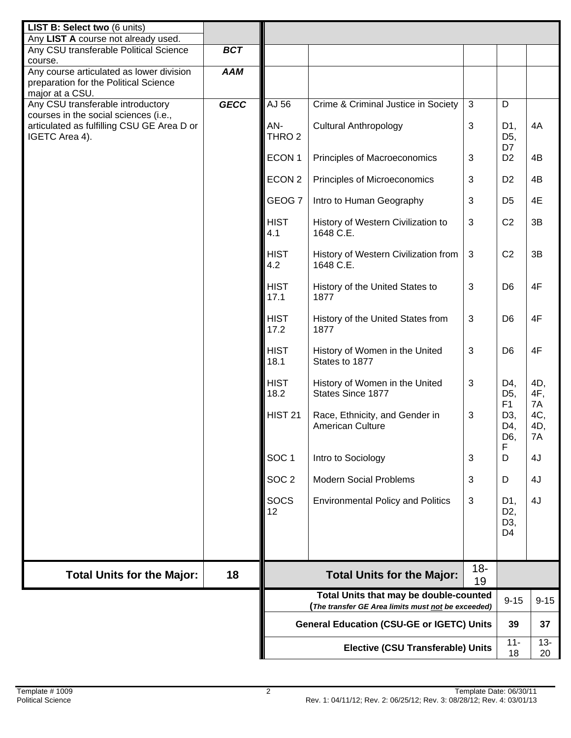| LIST B: Select two (6 units) | | | | | | |
|---|---|---|---|---|---|---|
| Any **LIST A** course not already used. | | | | | | |
| Any CSU transferable Political Science course. | ***BCT*** | | | | | |
| Any course articulated as lower division preparation for the Political Science major at a CSU. | ***AAM*** | | | | | |
| Any CSU transferable introductory courses in the social sciences (i.e., articulated as fulfilling CSU GE Area D or IGETC Area 4). | ***GECC*** | AJ 56 | Crime & Criminal Justice in Society | 3 | D | |
| | | ANTHRO 2 | Cultural Anthropology | 3 | D1, D5, D7 | 4A |
| | | ECON 1 | Principles of Macroeconomics | 3 | D2 | 4B |
| | | ECON 2 | Principles of Microeconomics | 3 | D2 | 4B |
| | | GEOG 7 | Intro to Human Geography | 3 | D5 | 4E |
| | | HIST 4.1 | History of Western Civilization to 1648 C.E. | 3 | C2 | 3B |
| | | HIST 4.2 | History of Western Civilization from 1648 C.E. | 3 | C2 | 3B |
| | | HIST 17.1 | History of the United States to 1877 | 3 | D6 | 4F |
| | | HIST 17.2 | History of the United States from 1877 | 3 | D6 | 4F |
| | | HIST 18.1 | History of Women in the United States to 1877 | 3 | D6 | 4F |
| | | HIST 18.2 | History of Women in the United States Since 1877 | 3 | D4, D5, F1 | 4D, 4F, 7A |
| | | HIST 21 | Race, Ethnicity, and Gender in American Culture | 3 | D3, D4, D6, F | 4C, 4D, 7A |
| | | SOC 1 | Intro to Sociology | 3 | D | 4J |
| | | SOC 2 | Modern Social Problems | 3 | D | 4J |
| | | SOCS 12 | Environmental Policy and Politics | 3 | D1, D2, D3, D4 | 4J |
| **Total Units for the Major:** | **18** | | **Total Units for the Major:** | 18-19 | | |
| | | | **Total Units that may be double-counted** (*The transfer GE Area limits must not be exceeded*) | | 9-15 | 9-15 |
| | | | **General Education (CSU-GE or IGETC) Units** | | **39** | **37** |
| | | | **Elective (CSU Transferable) Units** | | 11-18 | 13-20 |

Template # 1009
Political Science

Template Date: 06/30/11
Rev. 1: 04/11/12; Rev. 2: 06/25/12; Rev. 3: 08/28/12; Rev. 4: 03/01/13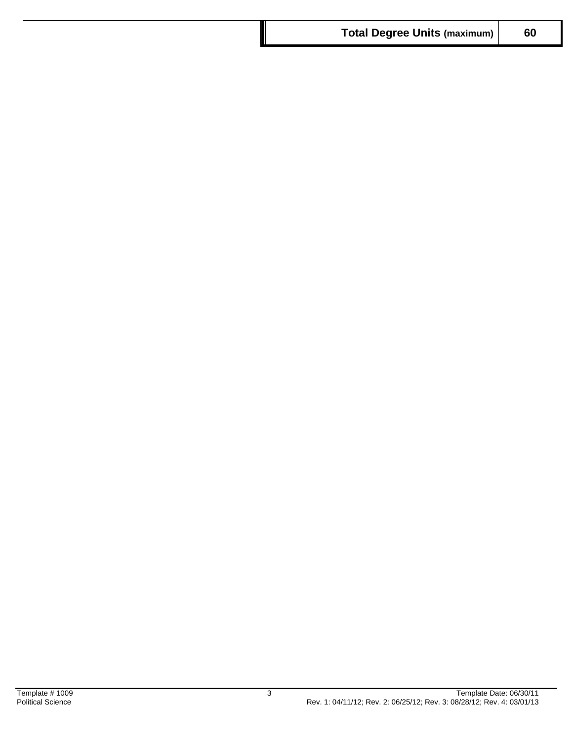| | |
|---|---|
| **Total Degree Units (maximum)** | **60** |